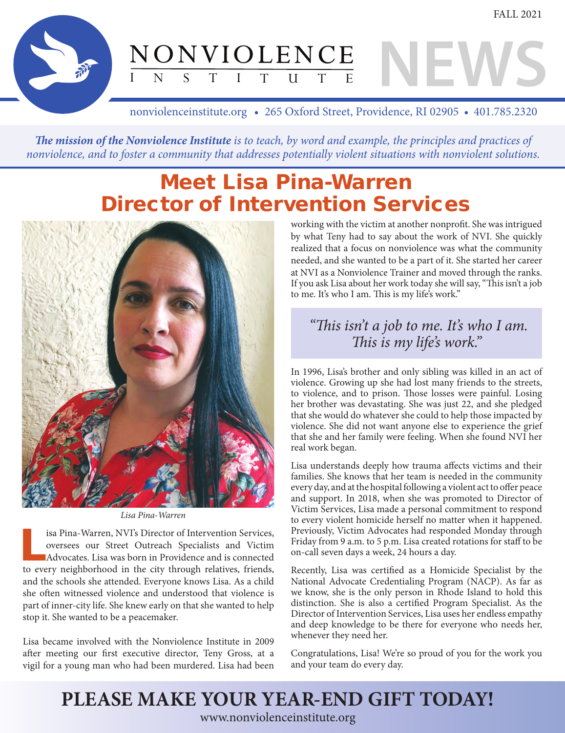# NONVIOLENCE INSTITUTE NEWS

FALL 2021

nonviolenceinstitute.org • 265 Oxford Street, Providence, RI 02905 • 401.785.2320

***The mission of the Nonviolence Institute*** *is to teach, by word and example, the principles and practices of nonviolence, and to foster a community that addresses potentially violent situations with nonviolent solutions.*

## Meet Lisa Pina-Warren Director of Intervention Services

*Lisa Pina-Warren*

Lisa Pina-Warren, NVI's Director of Intervention Services, oversees our Street Outreach Specialists and Victim Advocates. Lisa was born in Providence and is connected to every neighborhood in the city through relatives, friends, and the schools she attended. Everyone knows Lisa. As a child she often witnessed violence and understood that violence is part of inner-city life. She knew early on that she wanted to help stop it. She wanted to be a peacemaker.

Lisa became involved with the Nonviolence Institute in 2009 after meeting our first executive director, Teny Gross, at a vigil for a young man who had been murdered. Lisa had been working with the victim at another nonprofit. She was intrigued by what Teny had to say about the work of NVI. She quickly realized that a focus on nonviolence was what the community needed, and she wanted to be a part of it. She started her career at NVI as a Nonviolence Trainer and moved through the ranks. If you ask Lisa about her work today she will say, "This isn't a job to me. It's who I am. This is my life's work."

> *"This isn't a job to me. It's who I am. This is my life's work."*

In 1996, Lisa's brother and only sibling was killed in an act of violence. Growing up she had lost many friends to the streets, to violence, and to prison. Those losses were painful. Losing her brother was devastating. She was just 22, and she pledged that she would do whatever she could to help those impacted by violence. She did not want anyone else to experience the grief that she and her family were feeling. When she found NVI her real work began.

Lisa understands deeply how trauma affects victims and their families. She knows that her team is needed in the community every day, and at the hospital following a violent act to offer peace and support. In 2018, when she was promoted to Director of Victim Services, Lisa made a personal commitment to respond to every violent homicide herself no matter when it happened. Previously, Victim Advocates had responded Monday through Friday from 9 a.m. to 5 p.m. Lisa created rotations for staff to be on-call seven days a week, 24 hours a day.

Recently, Lisa was certified as a Homicide Specialist by the National Advocate Credentialing Program (NACP). As far as we know, she is the only person in Rhode Island to hold this distinction. She is also a certified Program Specialist. As the Director of Intervention Services, Lisa uses her endless empathy and deep knowledge to be there for everyone who needs her, whenever they need her.

Congratulations, Lisa! We're so proud of you for the work you and your team do every day.

## PLEASE MAKE YOUR YEAR-END GIFT TODAY!

www.nonviolenceinstitute.org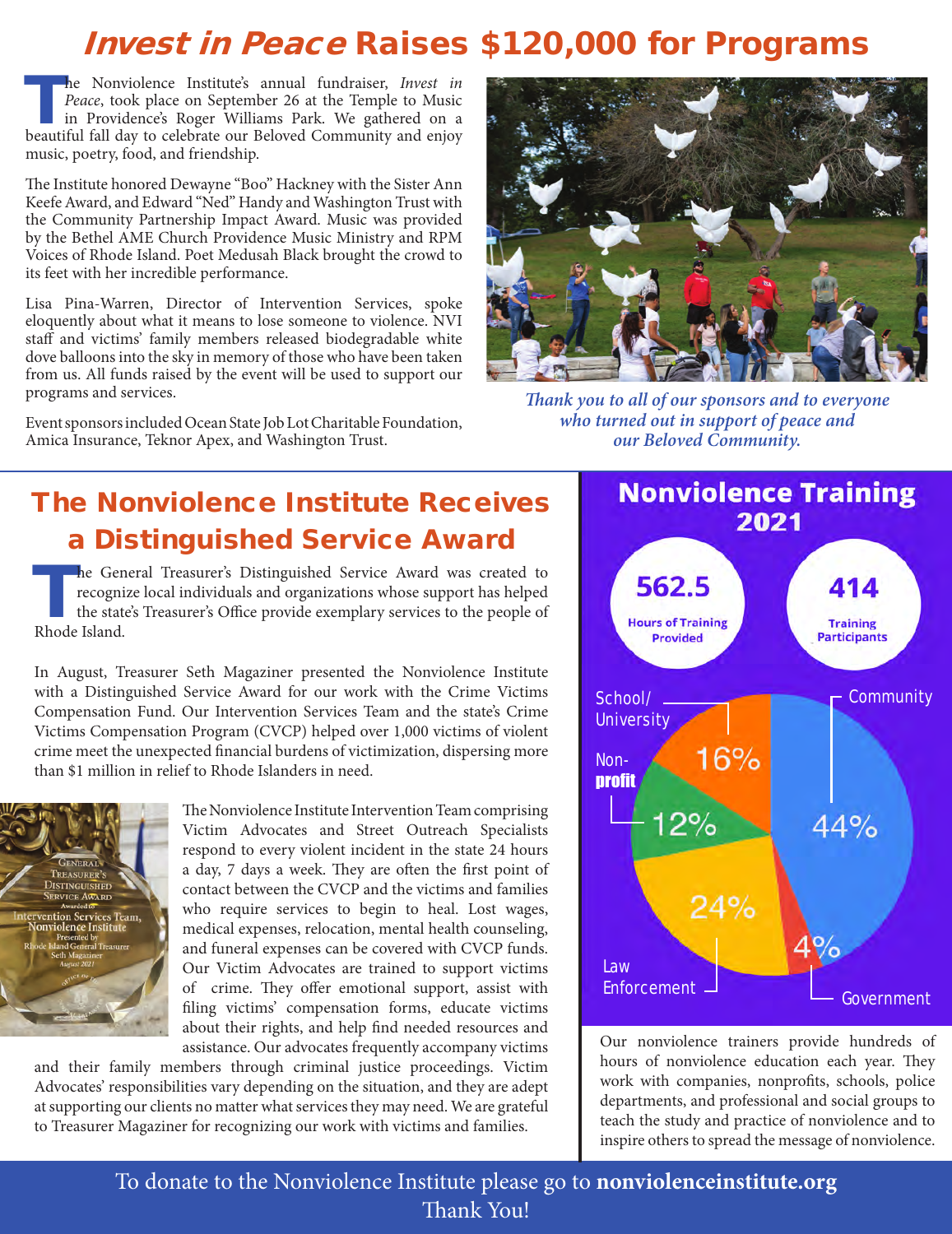# *Invest in Peace* Raises $120,000 for Programs

The Nonviolence Institute's annual fundraiser, *Invest in Peace*, took place on September 26 at the Temple to Music in Providence's Roger Williams Park. We gathered on a beautiful fall day to celebrate our Beloved Community and enjoy music, poetry, food, and friendship.

The Institute honored Dewayne "Boo" Hackney with the Sister Ann Keefe Award, and Edward "Ned" Handy and Washington Trust with the Community Partnership Impact Award. Music was provided by the Bethel AME Church Providence Music Ministry and RPM Voices of Rhode Island. Poet Medusah Black brought the crowd to its feet with her incredible performance.

Lisa Pina-Warren, Director of Intervention Services, spoke eloquently about what it means to lose someone to violence. NVI staff and victims' family members released biodegradable white dove balloons into the sky in memory of those who have been taken from us. All funds raised by the event will be used to support our programs and services.

Event sponsors included Ocean State Job Lot Charitable Foundation, Amica Insurance, Teknor Apex, and Washington Trust.

*Thank you to all of our sponsors and to everyone who turned out in support of peace and our Beloved Community.*

## The Nonviolence Institute Receives a Distinguished Service Award

The General Treasurer's Distinguished Service Award was created to recognize local individuals and organizations whose support has helped the state's Treasurer's Office provide exemplary services to the people of Rhode Island.

In August, Treasurer Seth Magaziner presented the Nonviolence Institute with a Distinguished Service Award for our work with the Crime Victims Compensation Fund. Our Intervention Services Team and the state's Crime Victims Compensation Program (CVCP) helped over 1,000 victims of violent crime meet the unexpected financial burdens of victimization, dispersing more than $1 million in relief to Rhode Islanders in need.

General Treasurer's Distinguished Service Award
Awarded to
Intervention Services Team, Nonviolence Institute
Presented by
Rhode Island General Treasurer
Seth Magaziner
August 2021

The Nonviolence Institute Intervention Team comprising Victim Advocates and Street Outreach Specialists respond to every violent incident in the state 24 hours a day, 7 days a week. They are often the first point of contact between the CVCP and the victims and families who require services to begin to heal. Lost wages, medical expenses, relocation, mental health counseling, and funeral expenses can be covered with CVCP funds. Our Victim Advocates are trained to support victims of crime. They offer emotional support, assist with filing victims' compensation forms, educate victims about their rights, and help find needed resources and assistance. Our advocates frequently accompany victims and their family members through criminal justice proceedings. Victim Advocates' responsibilities vary depending on the situation, and they are adept at supporting our clients no matter what services they may need. We are grateful to Treasurer Magaziner for recognizing our work with victims and families.

## Nonviolence Training 2021

562.5
Hours of Training Provided

414
Training Participants

School/University 16%
Non-profit 12%
Community 44%
Law Enforcement 24%
Government 4%

Our nonviolence trainers provide hundreds of hours of nonviolence education each year. They work with companies, nonprofits, schools, police departments, and professional and social groups to teach the study and practice of nonviolence and to inspire others to spread the message of nonviolence.

To donate to the Nonviolence Institute please go to **nonviolenceinstitute.org**
Thank You!